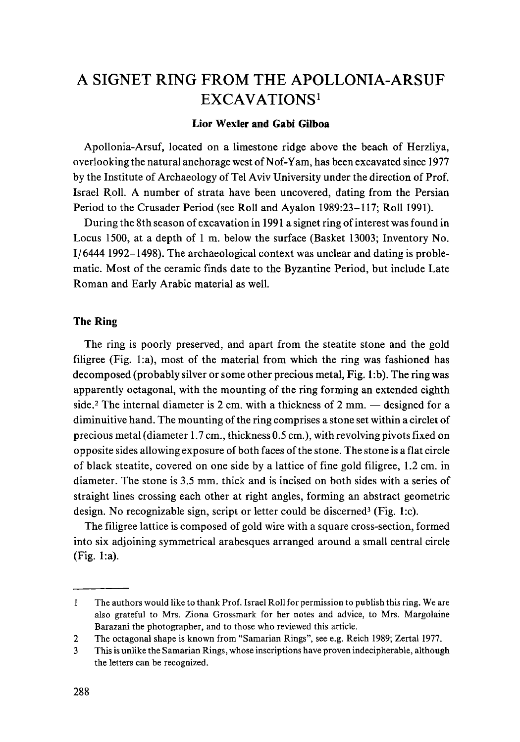# A SIGNET RING FROM THE APOLLONIA-ARSUF EXCAVATIONS[1]

**Lior Wexler and Gabi Gilboa**

Apollonia-Arsuf, located on a limestone ridge above the beach of Herzliya, overlooking the natural anchorage west of Nof-Yam, has been excavated since 1977 by the Institute of Archaeology of Tel Aviv University under the direction of Prof. Israel Roll. A number of strata have been uncovered, dating from the Persian Period to the Crusader Period (see Roll and Ayalon 1989:23–117; Roll 1991).

During the 8th season of excavation in 1991 a signet ring of interest was found in Locus 1500, at a depth of 1 m. below the surface (Basket 13003; Inventory No. I/6444 1992–1498). The archaeological context was unclear and dating is problematic. Most of the ceramic finds date to the Byzantine Period, but include Late Roman and Early Arabic material as well.

## The Ring

The ring is poorly preserved, and apart from the steatite stone and the gold filigree (Fig. 1:a), most of the material from which the ring was fashioned has decomposed (probably silver or some other precious metal, Fig. 1:b). The ring was apparently octagonal, with the mounting of the ring forming an extended eighth side.[2] The internal diameter is 2 cm. with a thickness of 2 mm. — designed for a diminutive hand. The mounting of the ring comprises a stone set within a circlet of precious metal (diameter 1.7 cm., thickness 0.5 cm.), with revolving pivots fixed on opposite sides allowing exposure of both faces of the stone. The stone is a flat circle of black steatite, covered on one side by a lattice of fine gold filigree, 1.2 cm. in diameter. The stone is 3.5 mm. thick and is incised on both sides with a series of straight lines crossing each other at right angles, forming an abstract geometric design. No recognizable sign, script or letter could be discerned[3] (Fig. 1:c).

The filigree lattice is composed of gold wire with a square cross-section, formed into six adjoining symmetrical arabesques arranged around a small central circle (Fig. 1:a).

---

1 The authors would like to thank Prof. Israel Roll for permission to publish this ring. We are also grateful to Mrs. Ziona Grossmark for her notes and advice, to Mrs. Margolaine Barazani the photographer, and to those who reviewed this article.

2 The octagonal shape is known from "Samarian Rings", see e.g. Reich 1989; Zertal 1977.

3 This is unlike the Samarian Rings, whose inscriptions have proven indecipherable, although the letters can be recognized.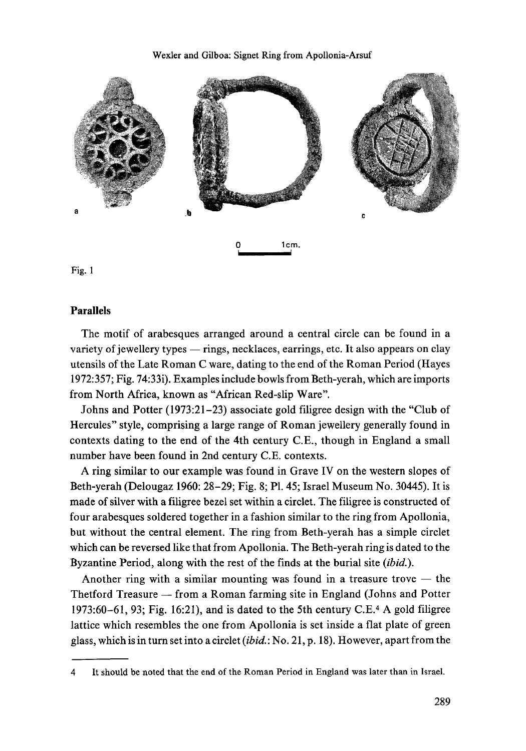Fig. 1

## Parallels

The motif of arabesques arranged around a central circle can be found in a variety of jewellery types — rings, necklaces, earrings, etc. It also appears on clay utensils of the Late Roman C ware, dating to the end of the Roman Period (Hayes 1972:357; Fig. 74:33i). Examples include bowls from Beth-yerah, which are imports from North Africa, known as "African Red-slip Ware".

Johns and Potter (1973:21–23) associate gold filigree design with the "Club of Hercules" style, comprising a large range of Roman jewellery generally found in contexts dating to the end of the 4th century C.E., though in England a small number have been found in 2nd century C.E. contexts.

A ring similar to our example was found in Grave IV on the western slopes of Beth-yerah (Delougaz 1960: 28–29; Fig. 8; Pl. 45; Israel Museum No. 30445). It is made of silver with a filigree bezel set within a circlet. The filigree is constructed of four arabesques soldered together in a fashion similar to the ring from Apollonia, but without the central element. The ring from Beth-yerah has a simple circlet which can be reversed like that from Apollonia. The Beth-yerah ring is dated to the Byzantine Period, along with the rest of the finds at the burial site (*ibid.*).

Another ring with a similar mounting was found in a treasure trove — the Thetford Treasure — from a Roman farming site in England (Johns and Potter 1973:60–61, 93; Fig. 16:21), and is dated to the 5th century C.E.[4] A gold filigree lattice which resembles the one from Apollonia is set inside a flat plate of green glass, which is in turn set into a circlet (*ibid.*: No. 21, p. 18). However, apart from the

---

4 It should be noted that the end of the Roman Period in England was later than in Israel.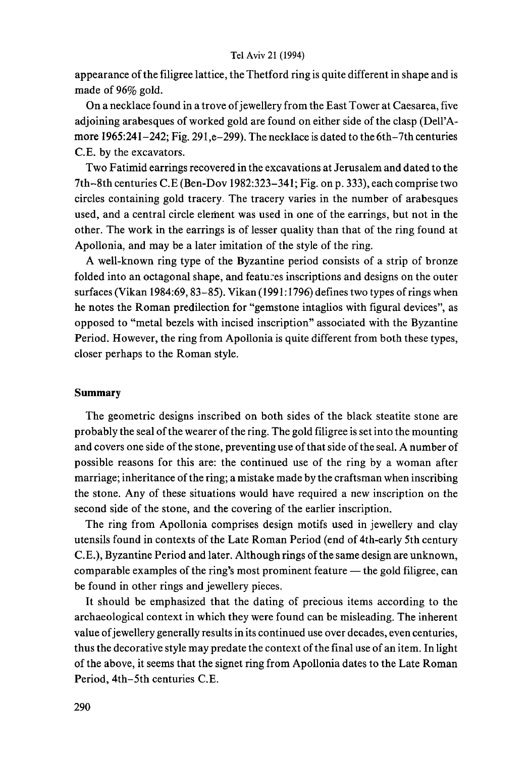appearance of the filigree lattice, the Thetford ring is quite different in shape and is made of 96% gold.

On a necklace found in a trove of jewellery from the East Tower at Caesarea, five adjoining arabesques of worked gold are found on either side of the clasp (Dell'Amore 1965:241–242; Fig. 291,e–299). The necklace is dated to the 6th–7th centuries C.E. by the excavators.

Two Fatimid earrings recovered in the excavations at Jerusalem and dated to the 7th–8th centuries C.E (Ben-Dov 1982:323–341; Fig. on p. 333), each comprise two circles containing gold tracery. The tracery varies in the number of arabesques used, and a central circle element was used in one of the earrings, but not in the other. The work in the earrings is of lesser quality than that of the ring found at Apollonia, and may be a later imitation of the style of the ring.

A well-known ring type of the Byzantine period consists of a strip of bronze folded into an octagonal shape, and features inscriptions and designs on the outer surfaces (Vikan 1984:69, 83–85). Vikan (1991:1796) defines two types of rings when he notes the Roman predilection for "gemstone intaglios with figural devices", as opposed to "metal bezels with incised inscription" associated with the Byzantine Period. However, the ring from Apollonia is quite different from both these types, closer perhaps to the Roman style.

## Summary

The geometric designs inscribed on both sides of the black steatite stone are probably the seal of the wearer of the ring. The gold filigree is set into the mounting and covers one side of the stone, preventing use of that side of the seal. A number of possible reasons for this are: the continued use of the ring by a woman after marriage; inheritance of the ring; a mistake made by the craftsman when inscribing the stone. Any of these situations would have required a new inscription on the second side of the stone, and the covering of the earlier inscription.

The ring from Apollonia comprises design motifs used in jewellery and clay utensils found in contexts of the Late Roman Period (end of 4th-early 5th century C.E.), Byzantine Period and later. Although rings of the same design are unknown, comparable examples of the ring's most prominent feature — the gold filigree, can be found in other rings and jewellery pieces.

It should be emphasized that the dating of precious items according to the archaeological context in which they were found can be misleading. The inherent value of jewellery generally results in its continued use over decades, even centuries, thus the decorative style may predate the context of the final use of an item. In light of the above, it seems that the signet ring from Apollonia dates to the Late Roman Period, 4th–5th centuries C.E.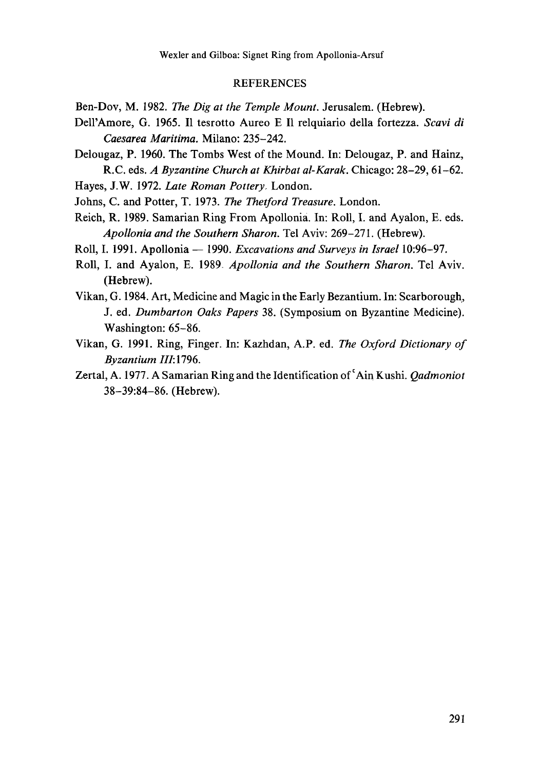## REFERENCES

Ben-Dov, M. 1982. *The Dig at the Temple Mount*. Jerusalem. (Hebrew).

Dell'Amore, G. 1965. Il tesrotto Aureo E Il relquiario della fortezza. *Scavi di Caesarea Maritima*. Milano: 235–242.

Delougaz, P. 1960. The Tombs West of the Mound. In: Delougaz, P. and Hainz, R.C. eds. *A Byzantine Church at Khirbat al-Karak*. Chicago: 28–29, 61–62.

Hayes, J.W. 1972. *Late Roman Pottery*. London.

Johns, C. and Potter, T. 1973. *The Thetford Treasure*. London.

Reich, R. 1989. Samarian Ring From Apollonia. In: Roll, I. and Ayalon, E. eds. *Apollonia and the Southern Sharon*. Tel Aviv: 269–271. (Hebrew).

Roll, I. 1991. Apollonia — 1990. *Excavations and Surveys in Israel* 10:96–97.

Roll, I. and Ayalon, E. 1989. *Apollonia and the Southern Sharon*. Tel Aviv. (Hebrew).

Vikan, G. 1984. Art, Medicine and Magic in the Early Bezantium. In: Scarborough, J. ed. *Dumbarton Oaks Papers* 38. (Symposium on Byzantine Medicine). Washington: 65–86.

Vikan, G. 1991. Ring, Finger. In: Kazhdan, A.P. ed. *The Oxford Dictionary of Byzantium III*:1796.

Zertal, A. 1977. A Samarian Ring and the Identification of ʿAin Kushi. *Qadmoniot* 38–39:84–86. (Hebrew).